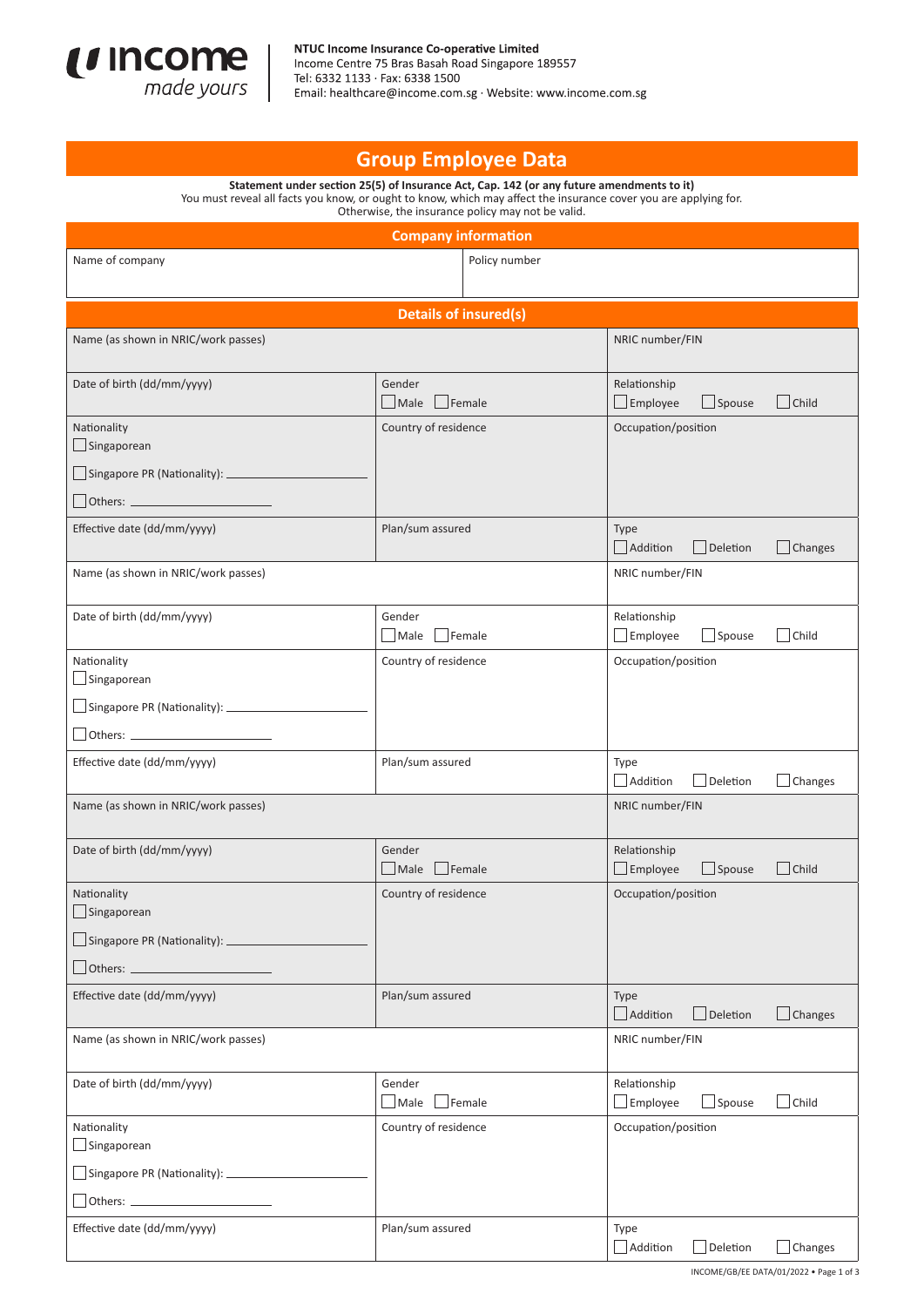**NTUC Income Insurance Co-operative Limited**
Income Centre 75 Bras Basah Road Singapore 189557
Tel: 6332 1133 · Fax: 6338 1500
Email: healthcare@income.com.sg · Website: www.income.com.sg

# Group Employee Data

**Statement under section 25(5) of Insurance Act, Cap. 142 (or any future amendments to it)**
You must reveal all facts you know, or ought to know, which may affect the insurance cover you are applying for. Otherwise, the insurance policy may not be valid.

## Company information

| Name of company | Policy number |
|---|---|
| | |

## Details of insured(s)

| Name (as shown in NRIC/work passes) | | NRIC number/FIN |
|---|---|---|
| Date of birth (dd/mm/yyyy) | Gender ☐ Male ☐ Female | Relationship ☐ Employee ☐ Spouse ☐ Child |
| Nationality ☐ Singaporean ☐ Singapore PR (Nationality): ______ ☐ Others: ______ | Country of residence | Occupation/position |
| Effective date (dd/mm/yyyy) | Plan/sum assured | Type ☐ Addition ☐ Deletion ☐ Changes |
| Name (as shown in NRIC/work passes) | | NRIC number/FIN |
| Date of birth (dd/mm/yyyy) | Gender ☐ Male ☐ Female | Relationship ☐ Employee ☐ Spouse ☐ Child |
| Nationality ☐ Singaporean ☐ Singapore PR (Nationality): ______ ☐ Others: ______ | Country of residence | Occupation/position |
| Effective date (dd/mm/yyyy) | Plan/sum assured | Type ☐ Addition ☐ Deletion ☐ Changes |
| Name (as shown in NRIC/work passes) | | NRIC number/FIN |
| Date of birth (dd/mm/yyyy) | Gender ☐ Male ☐ Female | Relationship ☐ Employee ☐ Spouse ☐ Child |
| Nationality ☐ Singaporean ☐ Singapore PR (Nationality): ______ ☐ Others: ______ | Country of residence | Occupation/position |
| Effective date (dd/mm/yyyy) | Plan/sum assured | Type ☐ Addition ☐ Deletion ☐ Changes |
| Name (as shown in NRIC/work passes) | | NRIC number/FIN |
| Date of birth (dd/mm/yyyy) | Gender ☐ Male ☐ Female | Relationship ☐ Employee ☐ Spouse ☐ Child |
| Nationality ☐ Singaporean ☐ Singapore PR (Nationality): ______ ☐ Others: ______ | Country of residence | Occupation/position |
| Effective date (dd/mm/yyyy) | Plan/sum assured | Type ☐ Addition ☐ Deletion ☐ Changes |

INCOME/GB/EE DATA/01/2022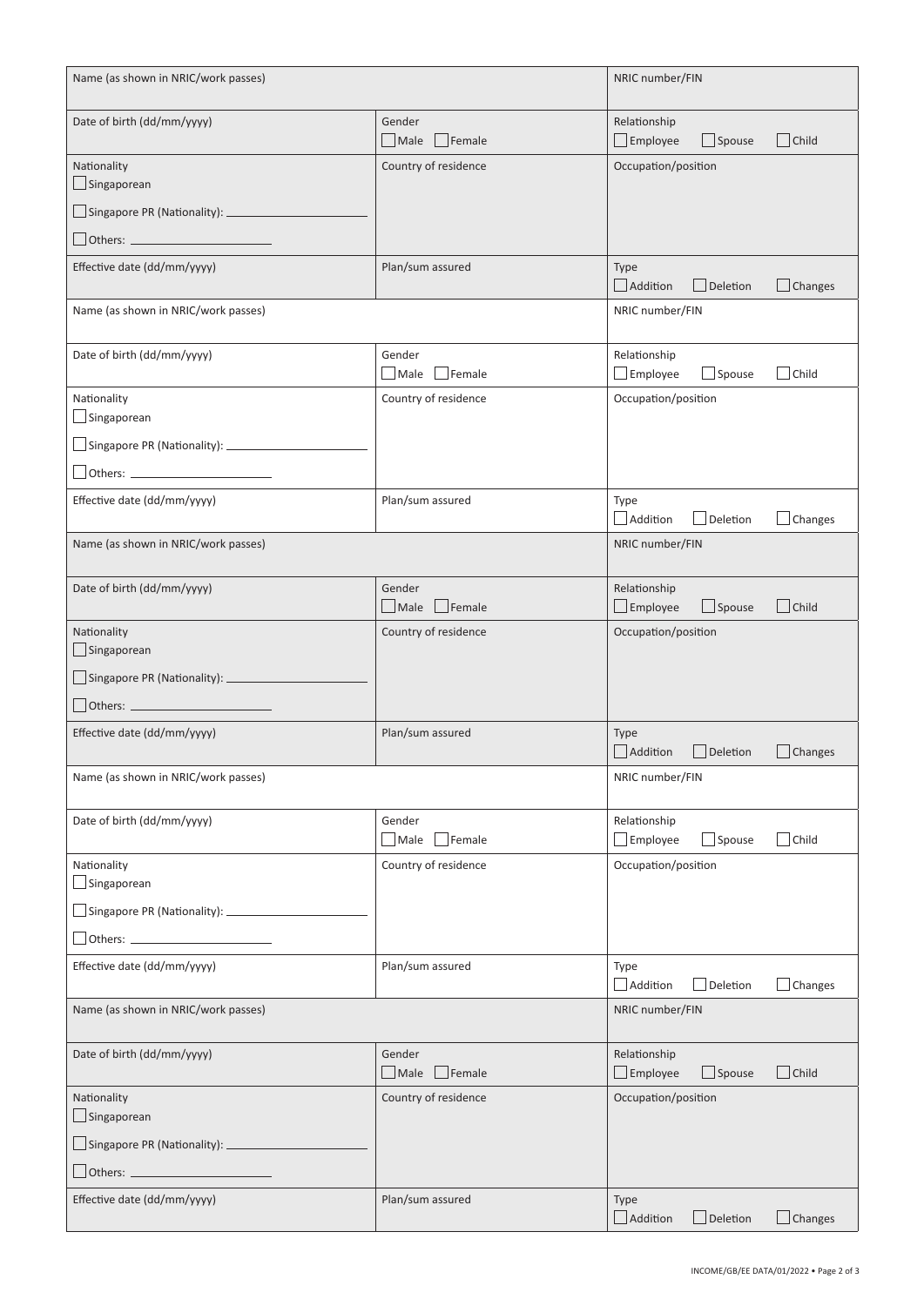| Name (as shown in NRIC/work passes) | | NRIC number/FIN |
|---|---|---|
| Date of birth (dd/mm/yyyy) | Gender<br>☐ Male ☐ Female | Relationship<br>☐ Employee ☐ Spouse ☐ Child |
| Nationality<br>☐ Singaporean<br>☐ Singapore PR (Nationality): ______<br>☐ Others: ______ | Country of residence | Occupation/position |
| Effective date (dd/mm/yyyy) | Plan/sum assured | Type<br>☐ Addition ☐ Deletion ☐ Changes |

| Name (as shown in NRIC/work passes) | | NRIC number/FIN |
|---|---|---|
| Date of birth (dd/mm/yyyy) | Gender<br>☐ Male ☐ Female | Relationship<br>☐ Employee ☐ Spouse ☐ Child |
| Nationality<br>☐ Singaporean<br>☐ Singapore PR (Nationality): ______<br>☐ Others: ______ | Country of residence | Occupation/position |
| Effective date (dd/mm/yyyy) | Plan/sum assured | Type<br>☐ Addition ☐ Deletion ☐ Changes |

| Name (as shown in NRIC/work passes) | | NRIC number/FIN |
|---|---|---|
| Date of birth (dd/mm/yyyy) | Gender<br>☐ Male ☐ Female | Relationship<br>☐ Employee ☐ Spouse ☐ Child |
| Nationality<br>☐ Singaporean<br>☐ Singapore PR (Nationality): ______<br>☐ Others: ______ | Country of residence | Occupation/position |
| Effective date (dd/mm/yyyy) | Plan/sum assured | Type<br>☐ Addition ☐ Deletion ☐ Changes |

| Name (as shown in NRIC/work passes) | | NRIC number/FIN |
|---|---|---|
| Date of birth (dd/mm/yyyy) | Gender<br>☐ Male ☐ Female | Relationship<br>☐ Employee ☐ Spouse ☐ Child |
| Nationality<br>☐ Singaporean<br>☐ Singapore PR (Nationality): ______<br>☐ Others: ______ | Country of residence | Occupation/position |
| Effective date (dd/mm/yyyy) | Plan/sum assured | Type<br>☐ Addition ☐ Deletion ☐ Changes |

| Name (as shown in NRIC/work passes) | | NRIC number/FIN |
|---|---|---|
| Date of birth (dd/mm/yyyy) | Gender<br>☐ Male ☐ Female | Relationship<br>☐ Employee ☐ Spouse ☐ Child |
| Nationality<br>☐ Singaporean<br>☐ Singapore PR (Nationality): ______<br>☐ Others: ______ | Country of residence | Occupation/position |
| Effective date (dd/mm/yyyy) | Plan/sum assured | Type<br>☐ Addition ☐ Deletion ☐ Changes |

INCOME/GB/EE DATA/01/2022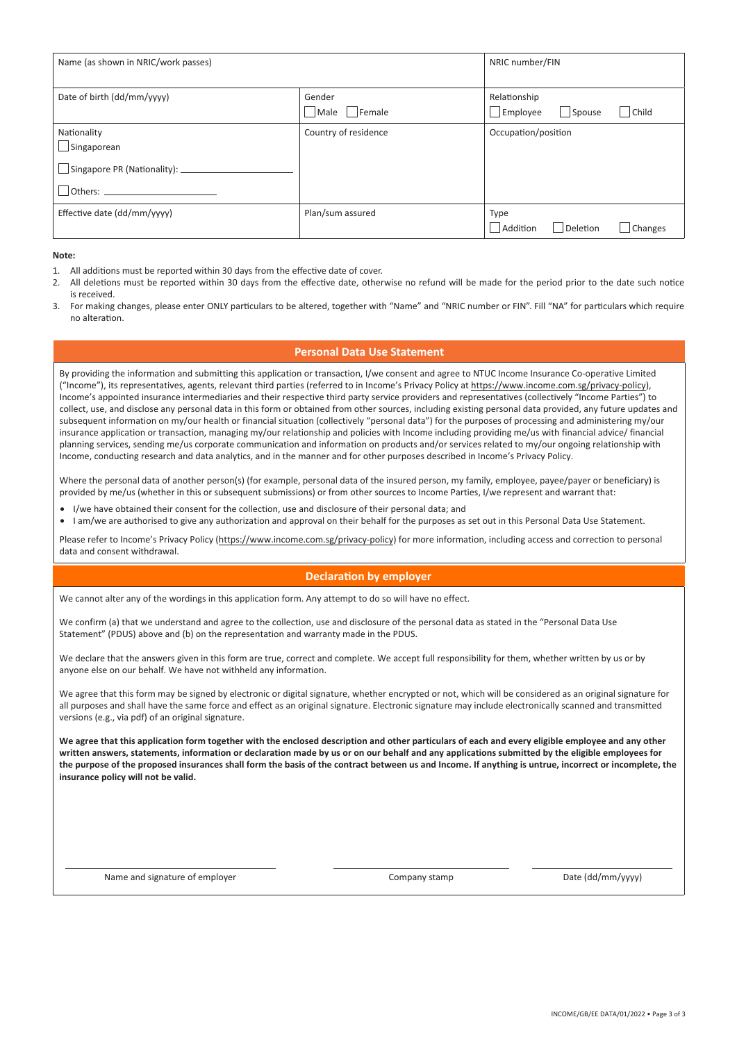| Name (as shown in NRIC/work passes) | | NRIC number/FIN |
|---|---|---|
| Date of birth (dd/mm/yyyy) | Gender<br>☐ Male ☐ Female | Relationship<br>☐ Employee ☐ Spouse ☐ Child |
| Nationality<br>☐ Singaporean<br>☐ Singapore PR (Nationality): ____________<br>☐ Others: ____________ | Country of residence | Occupation/position |
| Effective date (dd/mm/yyyy) | Plan/sum assured | Type<br>☐ Addition ☐ Deletion ☐ Changes |

**Note:**

1. All additions must be reported within 30 days from the effective date of cover.
2. All deletions must be reported within 30 days from the effective date, otherwise no refund will be made for the period prior to the date such notice is received.
3. For making changes, please enter ONLY particulars to be altered, together with "Name" and "NRIC number or FIN". Fill "NA" for particulars which require no alteration.

## Personal Data Use Statement

By providing the information and submitting this application or transaction, I/we consent and agree to NTUC Income Insurance Co-operative Limited ("Income"), its representatives, agents, relevant third parties (referred to in Income's Privacy Policy at https://www.income.com.sg/privacy-policy), Income's appointed insurance intermediaries and their respective third party service providers and representatives (collectively "Income Parties") to collect, use, and disclose any personal data in this form or obtained from other sources, including existing personal data provided, any future updates and subsequent information on my/our health or financial situation (collectively "personal data") for the purposes of processing and administering my/our insurance application or transaction, managing my/our relationship and policies with Income including providing me/us with financial advice/ financial planning services, sending me/us corporate communication and information on products and/or services related to my/our ongoing relationship with Income, conducting research and data analytics, and in the manner and for other purposes described in Income's Privacy Policy.

Where the personal data of another person(s) (for example, personal data of the insured person, my family, employee, payee/payer or beneficiary) is provided by me/us (whether in this or subsequent submissions) or from other sources to Income Parties, I/we represent and warrant that:

- I/we have obtained their consent for the collection, use and disclosure of their personal data; and
- I am/we are authorised to give any authorization and approval on their behalf for the purposes as set out in this Personal Data Use Statement.

Please refer to Income's Privacy Policy (https://www.income.com.sg/privacy-policy) for more information, including access and correction to personal data and consent withdrawal.

## Declaration by employer

We cannot alter any of the wordings in this application form. Any attempt to do so will have no effect.

We confirm (a) that we understand and agree to the collection, use and disclosure of the personal data as stated in the "Personal Data Use Statement" (PDUS) above and (b) on the representation and warranty made in the PDUS.

We declare that the answers given in this form are true, correct and complete. We accept full responsibility for them, whether written by us or by anyone else on our behalf. We have not withheld any information.

We agree that this form may be signed by electronic or digital signature, whether encrypted or not, which will be considered as an original signature for all purposes and shall have the same force and effect as an original signature. Electronic signature may include electronically scanned and transmitted versions (e.g., via pdf) of an original signature.

**We agree that this application form together with the enclosed description and other particulars of each and every eligible employee and any other written answers, statements, information or declaration made by us or on our behalf and any applications submitted by the eligible employees for the purpose of the proposed insurances shall form the basis of the contract between us and Income. If anything is untrue, incorrect or incomplete, the insurance policy will not be valid.**

| | | |
|---|---|---|
| ____________________ | ____________________ | ____________________ |
| Name and signature of employer | Company stamp | Date (dd/mm/yyyy) |

INCOME/GB/EE DATA/01/2022